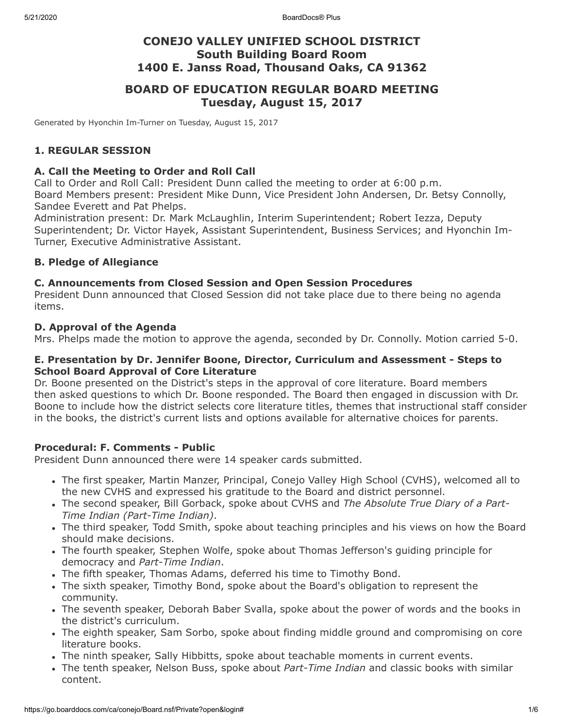# CONEJO VALLEY UNIFIED SCHOOL DISTRICT
## South Building Board Room
## 1400 E. Janss Road, Thousand Oaks, CA 91362

# BOARD OF EDUCATION REGULAR BOARD MEETING
## Tuesday, August 15, 2017

Generated by Hyonchin Im-Turner on Tuesday, August 15, 2017

### 1. REGULAR SESSION

#### A. Call the Meeting to Order and Roll Call

Call to Order and Roll Call: President Dunn called the meeting to order at 6:00 p.m.
Board Members present: President Mike Dunn, Vice President John Andersen, Dr. Betsy Connolly, Sandee Everett and Pat Phelps.
Administration present: Dr. Mark McLaughlin, Interim Superintendent; Robert Iezza, Deputy Superintendent; Dr. Victor Hayek, Assistant Superintendent, Business Services; and Hyonchin Im-Turner, Executive Administrative Assistant.

#### B. Pledge of Allegiance

#### C. Announcements from Closed Session and Open Session Procedures

President Dunn announced that Closed Session did not take place due to there being no agenda items.

#### D. Approval of the Agenda

Mrs. Phelps made the motion to approve the agenda, seconded by Dr. Connolly. Motion carried 5-0.

#### E. Presentation by Dr. Jennifer Boone, Director, Curriculum and Assessment - Steps to School Board Approval of Core Literature

Dr. Boone presented on the District's steps in the approval of core literature. Board members then asked questions to which Dr. Boone responded. The Board then engaged in discussion with Dr. Boone to include how the district selects core literature titles, themes that instructional staff consider in the books, the district's current lists and options available for alternative choices for parents.

#### Procedural: F. Comments - Public

President Dunn announced there were 14 speaker cards submitted.

- The first speaker, Martin Manzer, Principal, Conejo Valley High School (CVHS), welcomed all to the new CVHS and expressed his gratitude to the Board and district personnel.
- The second speaker, Bill Gorback, spoke about CVHS and *The Absolute True Diary of a Part-Time Indian (Part-Time Indian)*.
- The third speaker, Todd Smith, spoke about teaching principles and his views on how the Board should make decisions.
- The fourth speaker, Stephen Wolfe, spoke about Thomas Jefferson's guiding principle for democracy and *Part-Time Indian*.
- The fifth speaker, Thomas Adams, deferred his time to Timothy Bond.
- The sixth speaker, Timothy Bond, spoke about the Board's obligation to represent the community.
- The seventh speaker, Deborah Baber Svalla, spoke about the power of words and the books in the district's curriculum.
- The eighth speaker, Sam Sorbo, spoke about finding middle ground and compromising on core literature books.
- The ninth speaker, Sally Hibbitts, spoke about teachable moments in current events.
- The tenth speaker, Nelson Buss, spoke about *Part-Time Indian* and classic books with similar content.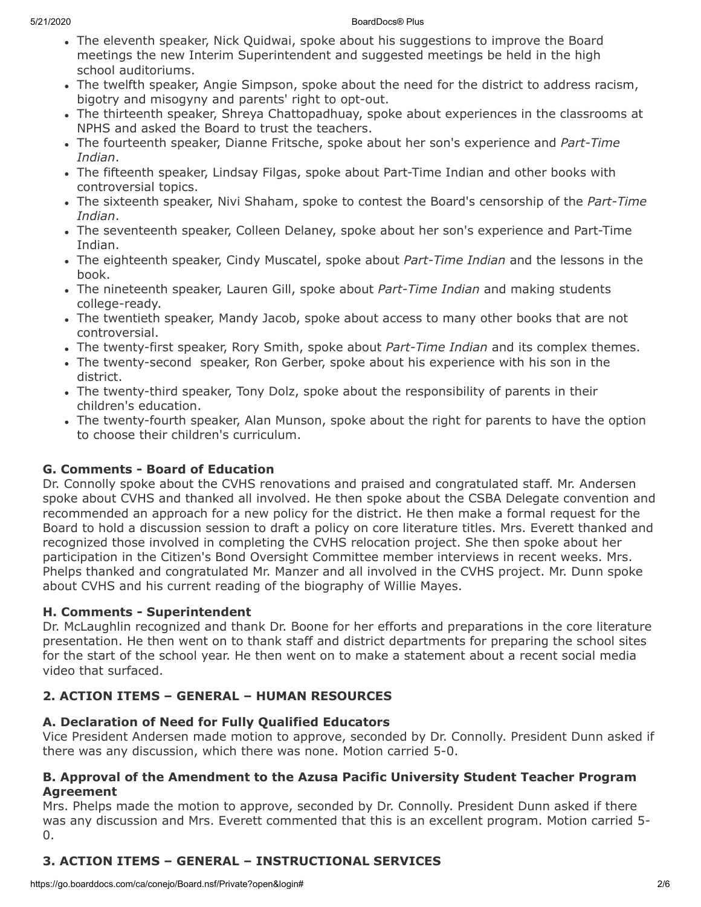- The eleventh speaker, Nick Quidwai, spoke about his suggestions to improve the Board meetings the new Interim Superintendent and suggested meetings be held in the high school auditoriums.
- The twelfth speaker, Angie Simpson, spoke about the need for the district to address racism, bigotry and misogyny and parents' right to opt-out.
- The thirteenth speaker, Shreya Chattopadhuay, spoke about experiences in the classrooms at NPHS and asked the Board to trust the teachers.
- The fourteenth speaker, Dianne Fritsche, spoke about her son's experience and *Part-Time Indian*.
- The fifteenth speaker, Lindsay Filgas, spoke about Part-Time Indian and other books with controversial topics.
- The sixteenth speaker, Nivi Shaham, spoke to contest the Board's censorship of the *Part-Time Indian*.
- The seventeenth speaker, Colleen Delaney, spoke about her son's experience and Part-Time Indian.
- The eighteenth speaker, Cindy Muscatel, spoke about *Part-Time Indian* and the lessons in the book.
- The nineteenth speaker, Lauren Gill, spoke about *Part-Time Indian* and making students college-ready.
- The twentieth speaker, Mandy Jacob, spoke about access to many other books that are not controversial.
- The twenty-first speaker, Rory Smith, spoke about *Part-Time Indian* and its complex themes.
- The twenty-second speaker, Ron Gerber, spoke about his experience with his son in the district.
- The twenty-third speaker, Tony Dolz, spoke about the responsibility of parents in their children's education.
- The twenty-fourth speaker, Alan Munson, spoke about the right for parents to have the option to choose their children's curriculum.

### G. Comments - Board of Education

Dr. Connolly spoke about the CVHS renovations and praised and congratulated staff. Mr. Andersen spoke about CVHS and thanked all involved. He then spoke about the CSBA Delegate convention and recommended an approach for a new policy for the district. He then make a formal request for the Board to hold a discussion session to draft a policy on core literature titles. Mrs. Everett thanked and recognized those involved in completing the CVHS relocation project. She then spoke about her participation in the Citizen's Bond Oversight Committee member interviews in recent weeks. Mrs. Phelps thanked and congratulated Mr. Manzer and all involved in the CVHS project. Mr. Dunn spoke about CVHS and his current reading of the biography of Willie Mayes.

### H. Comments - Superintendent

Dr. McLaughlin recognized and thank Dr. Boone for her efforts and preparations in the core literature presentation. He then went on to thank staff and district departments for preparing the school sites for the start of the school year. He then went on to make a statement about a recent social media video that surfaced.

## 2. ACTION ITEMS – GENERAL – HUMAN RESOURCES

### A. Declaration of Need for Fully Qualified Educators

Vice President Andersen made motion to approve, seconded by Dr. Connolly. President Dunn asked if there was any discussion, which there was none. Motion carried 5-0.

### B. Approval of the Amendment to the Azusa Pacific University Student Teacher Program Agreement

Mrs. Phelps made the motion to approve, seconded by Dr. Connolly. President Dunn asked if there was any discussion and Mrs. Everett commented that this is an excellent program. Motion carried 5-0.

## 3. ACTION ITEMS – GENERAL – INSTRUCTIONAL SERVICES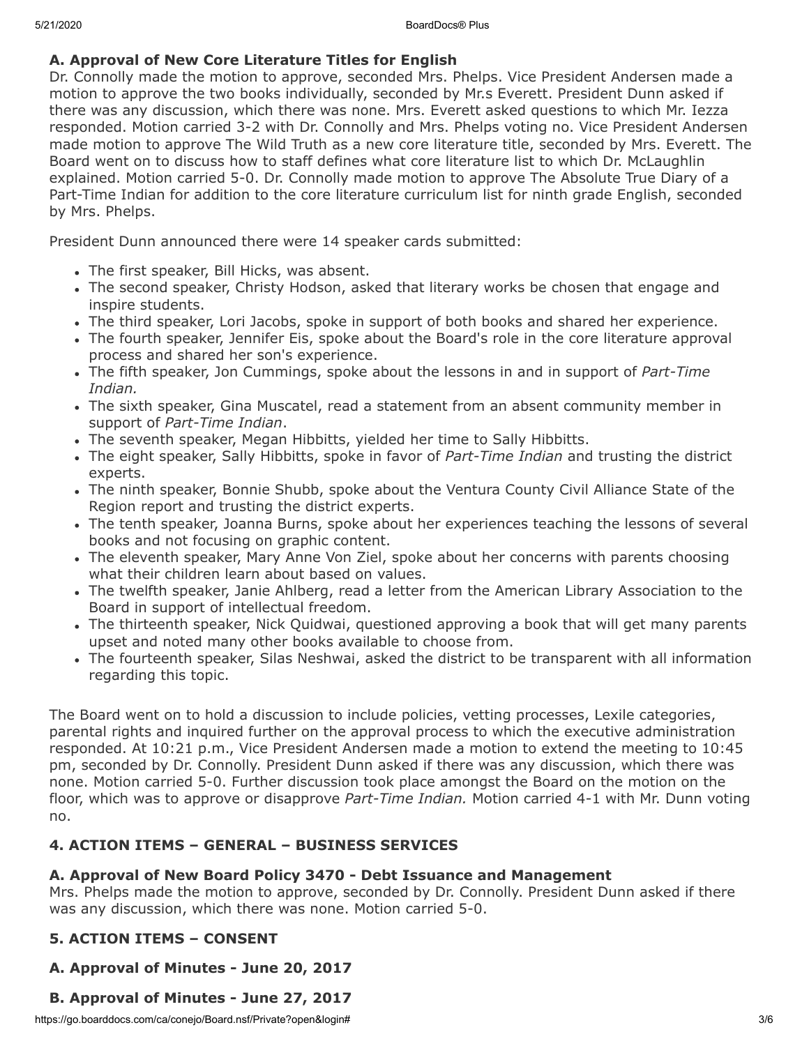### A. Approval of New Core Literature Titles for English

Dr. Connolly made the motion to approve, seconded Mrs. Phelps. Vice President Andersen made a motion to approve the two books individually, seconded by Mr.s Everett. President Dunn asked if there was any discussion, which there was none. Mrs. Everett asked questions to which Mr. Iezza responded. Motion carried 3-2 with Dr. Connolly and Mrs. Phelps voting no. Vice President Andersen made motion to approve The Wild Truth as a new core literature title, seconded by Mrs. Everett. The Board went on to discuss how to staff defines what core literature list to which Dr. McLaughlin explained. Motion carried 5-0. Dr. Connolly made motion to approve The Absolute True Diary of a Part-Time Indian for addition to the core literature curriculum list for ninth grade English, seconded by Mrs. Phelps.

President Dunn announced there were 14 speaker cards submitted:

- The first speaker, Bill Hicks, was absent.
- The second speaker, Christy Hodson, asked that literary works be chosen that engage and inspire students.
- The third speaker, Lori Jacobs, spoke in support of both books and shared her experience.
- The fourth speaker, Jennifer Eis, spoke about the Board's role in the core literature approval process and shared her son's experience.
- The fifth speaker, Jon Cummings, spoke about the lessons in and in support of *Part-Time Indian.*
- The sixth speaker, Gina Muscatel, read a statement from an absent community member in support of *Part-Time Indian*.
- The seventh speaker, Megan Hibbitts, yielded her time to Sally Hibbitts.
- The eight speaker, Sally Hibbitts, spoke in favor of *Part-Time Indian* and trusting the district experts.
- The ninth speaker, Bonnie Shubb, spoke about the Ventura County Civil Alliance State of the Region report and trusting the district experts.
- The tenth speaker, Joanna Burns, spoke about her experiences teaching the lessons of several books and not focusing on graphic content.
- The eleventh speaker, Mary Anne Von Ziel, spoke about her concerns with parents choosing what their children learn about based on values.
- The twelfth speaker, Janie Ahlberg, read a letter from the American Library Association to the Board in support of intellectual freedom.
- The thirteenth speaker, Nick Quidwai, questioned approving a book that will get many parents upset and noted many other books available to choose from.
- The fourteenth speaker, Silas Neshwai, asked the district to be transparent with all information regarding this topic.

The Board went on to hold a discussion to include policies, vetting processes, Lexile categories, parental rights and inquired further on the approval process to which the executive administration responded. At 10:21 p.m., Vice President Andersen made a motion to extend the meeting to 10:45 pm, seconded by Dr. Connolly. President Dunn asked if there was any discussion, which there was none. Motion carried 5-0. Further discussion took place amongst the Board on the motion on the floor, which was to approve or disapprove *Part-Time Indian.* Motion carried 4-1 with Mr. Dunn voting no.

### 4. ACTION ITEMS – GENERAL – BUSINESS SERVICES

### A. Approval of New Board Policy 3470 - Debt Issuance and Management

Mrs. Phelps made the motion to approve, seconded by Dr. Connolly. President Dunn asked if there was any discussion, which there was none. Motion carried 5-0.

### 5. ACTION ITEMS – CONSENT

### A. Approval of Minutes - June 20, 2017

### B. Approval of Minutes - June 27, 2017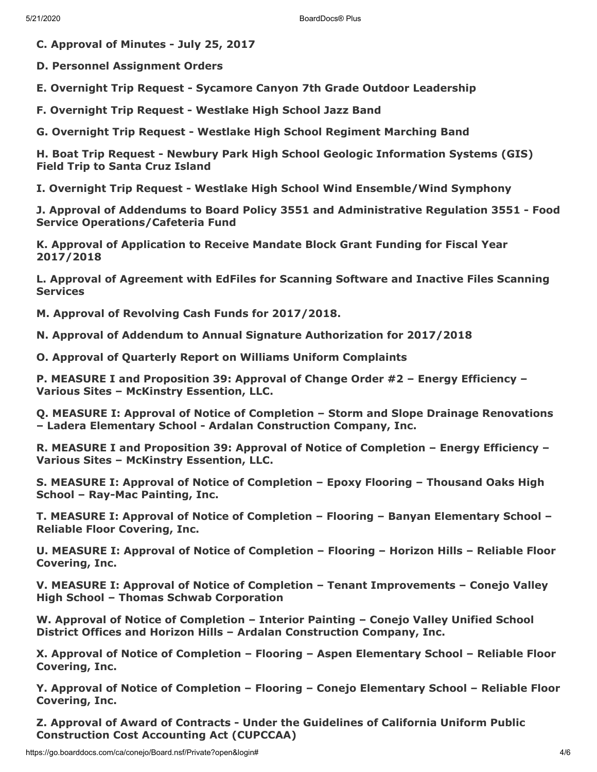**C. Approval of Minutes - July 25, 2017**

**D. Personnel Assignment Orders**

**E. Overnight Trip Request - Sycamore Canyon 7th Grade Outdoor Leadership**

**F. Overnight Trip Request - Westlake High School Jazz Band**

**G. Overnight Trip Request - Westlake High School Regiment Marching Band**

**H. Boat Trip Request - Newbury Park High School Geologic Information Systems (GIS) Field Trip to Santa Cruz Island**

**I. Overnight Trip Request - Westlake High School Wind Ensemble/Wind Symphony**

**J. Approval of Addendums to Board Policy 3551 and Administrative Regulation 3551 - Food Service Operations/Cafeteria Fund**

**K. Approval of Application to Receive Mandate Block Grant Funding for Fiscal Year 2017/2018**

**L. Approval of Agreement with EdFiles for Scanning Software and Inactive Files Scanning Services**

**M. Approval of Revolving Cash Funds for 2017/2018.**

**N. Approval of Addendum to Annual Signature Authorization for 2017/2018**

**O. Approval of Quarterly Report on Williams Uniform Complaints**

**P. MEASURE I and Proposition 39: Approval of Change Order #2 – Energy Efficiency – Various Sites – McKinstry Essention, LLC.**

**Q. MEASURE I: Approval of Notice of Completion – Storm and Slope Drainage Renovations – Ladera Elementary School - Ardalan Construction Company, Inc.**

**R. MEASURE I and Proposition 39: Approval of Notice of Completion – Energy Efficiency – Various Sites – McKinstry Essention, LLC.**

**S. MEASURE I: Approval of Notice of Completion – Epoxy Flooring – Thousand Oaks High School – Ray-Mac Painting, Inc.**

**T. MEASURE I: Approval of Notice of Completion – Flooring – Banyan Elementary School – Reliable Floor Covering, Inc.**

**U. MEASURE I: Approval of Notice of Completion – Flooring – Horizon Hills – Reliable Floor Covering, Inc.**

**V. MEASURE I: Approval of Notice of Completion – Tenant Improvements – Conejo Valley High School – Thomas Schwab Corporation**

**W. Approval of Notice of Completion – Interior Painting – Conejo Valley Unified School District Offices and Horizon Hills – Ardalan Construction Company, Inc.**

**X. Approval of Notice of Completion – Flooring – Aspen Elementary School – Reliable Floor Covering, Inc.**

**Y. Approval of Notice of Completion – Flooring – Conejo Elementary School – Reliable Floor Covering, Inc.**

**Z. Approval of Award of Contracts - Under the Guidelines of California Uniform Public Construction Cost Accounting Act (CUPCCAA)**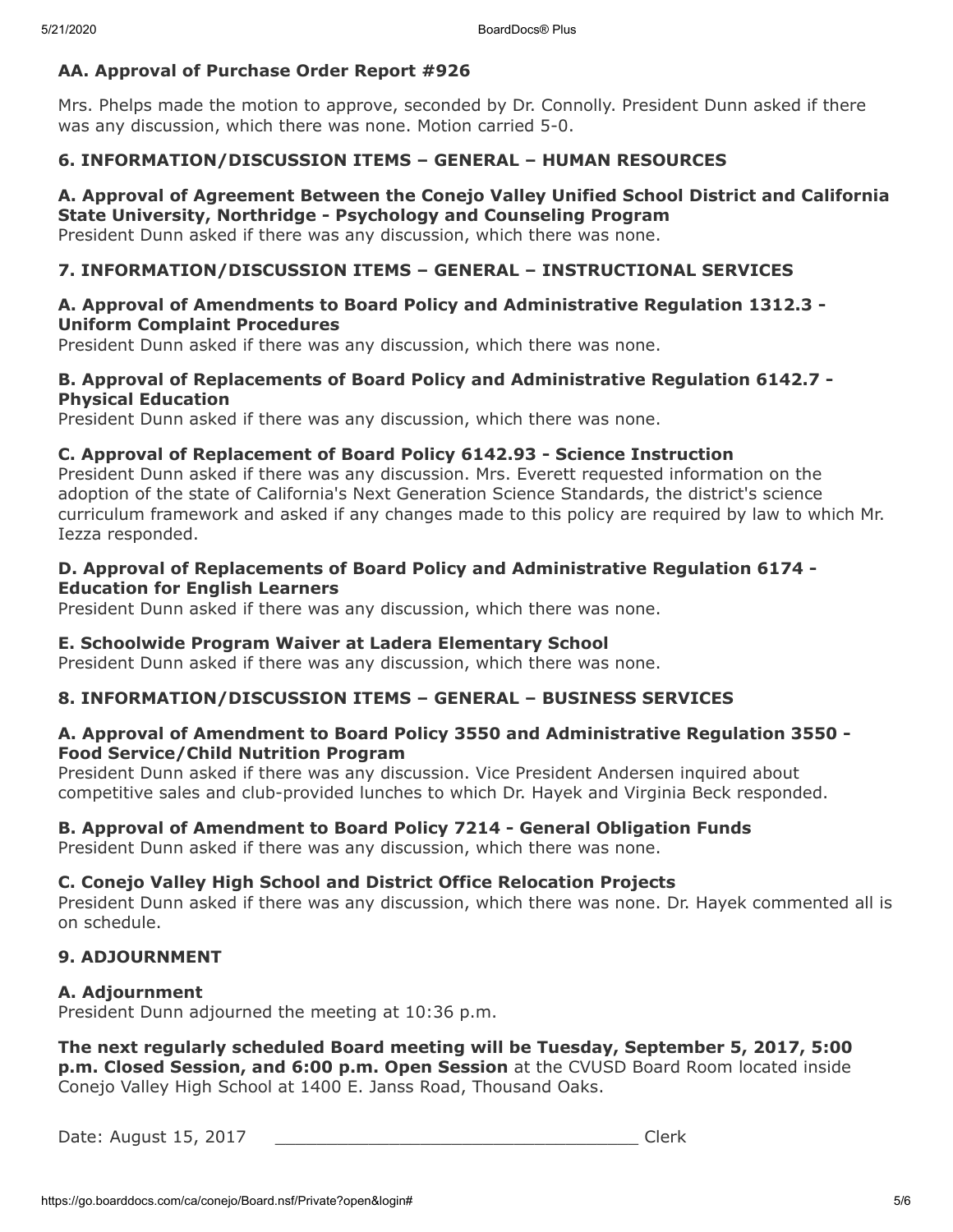**AA. Approval of Purchase Order Report #926**

Mrs. Phelps made the motion to approve, seconded by Dr. Connolly. President Dunn asked if there was any discussion, which there was none. Motion carried 5-0.

## 6. INFORMATION/DISCUSSION ITEMS – GENERAL – HUMAN RESOURCES

**A. Approval of Agreement Between the Conejo Valley Unified School District and California State University, Northridge - Psychology and Counseling Program**
President Dunn asked if there was any discussion, which there was none.

## 7. INFORMATION/DISCUSSION ITEMS – GENERAL – INSTRUCTIONAL SERVICES

**A. Approval of Amendments to Board Policy and Administrative Regulation 1312.3 - Uniform Complaint Procedures**
President Dunn asked if there was any discussion, which there was none.

**B. Approval of Replacements of Board Policy and Administrative Regulation 6142.7 - Physical Education**
President Dunn asked if there was any discussion, which there was none.

**C. Approval of Replacement of Board Policy 6142.93 - Science Instruction**
President Dunn asked if there was any discussion. Mrs. Everett requested information on the adoption of the state of California's Next Generation Science Standards, the district's science curriculum framework and asked if any changes made to this policy are required by law to which Mr. Iezza responded.

**D. Approval of Replacements of Board Policy and Administrative Regulation 6174 - Education for English Learners**
President Dunn asked if there was any discussion, which there was none.

**E. Schoolwide Program Waiver at Ladera Elementary School**
President Dunn asked if there was any discussion, which there was none.

## 8. INFORMATION/DISCUSSION ITEMS – GENERAL – BUSINESS SERVICES

**A. Approval of Amendment to Board Policy 3550 and Administrative Regulation 3550 - Food Service/Child Nutrition Program**
President Dunn asked if there was any discussion. Vice President Andersen inquired about competitive sales and club-provided lunches to which Dr. Hayek and Virginia Beck responded.

**B. Approval of Amendment to Board Policy 7214 - General Obligation Funds**
President Dunn asked if there was any discussion, which there was none.

**C. Conejo Valley High School and District Office Relocation Projects**
President Dunn asked if there was any discussion, which there was none. Dr. Hayek commented all is on schedule.

## 9. ADJOURNMENT

**A. Adjournment**
President Dunn adjourned the meeting at 10:36 p.m.

**The next regularly scheduled Board meeting will be Tuesday, September 5, 2017, 5:00 p.m. Closed Session, and 6:00 p.m. Open Session** at the CVUSD Board Room located inside Conejo Valley High School at 1400 E. Janss Road, Thousand Oaks.

Date: August 15, 2017 ___________________________________ Clerk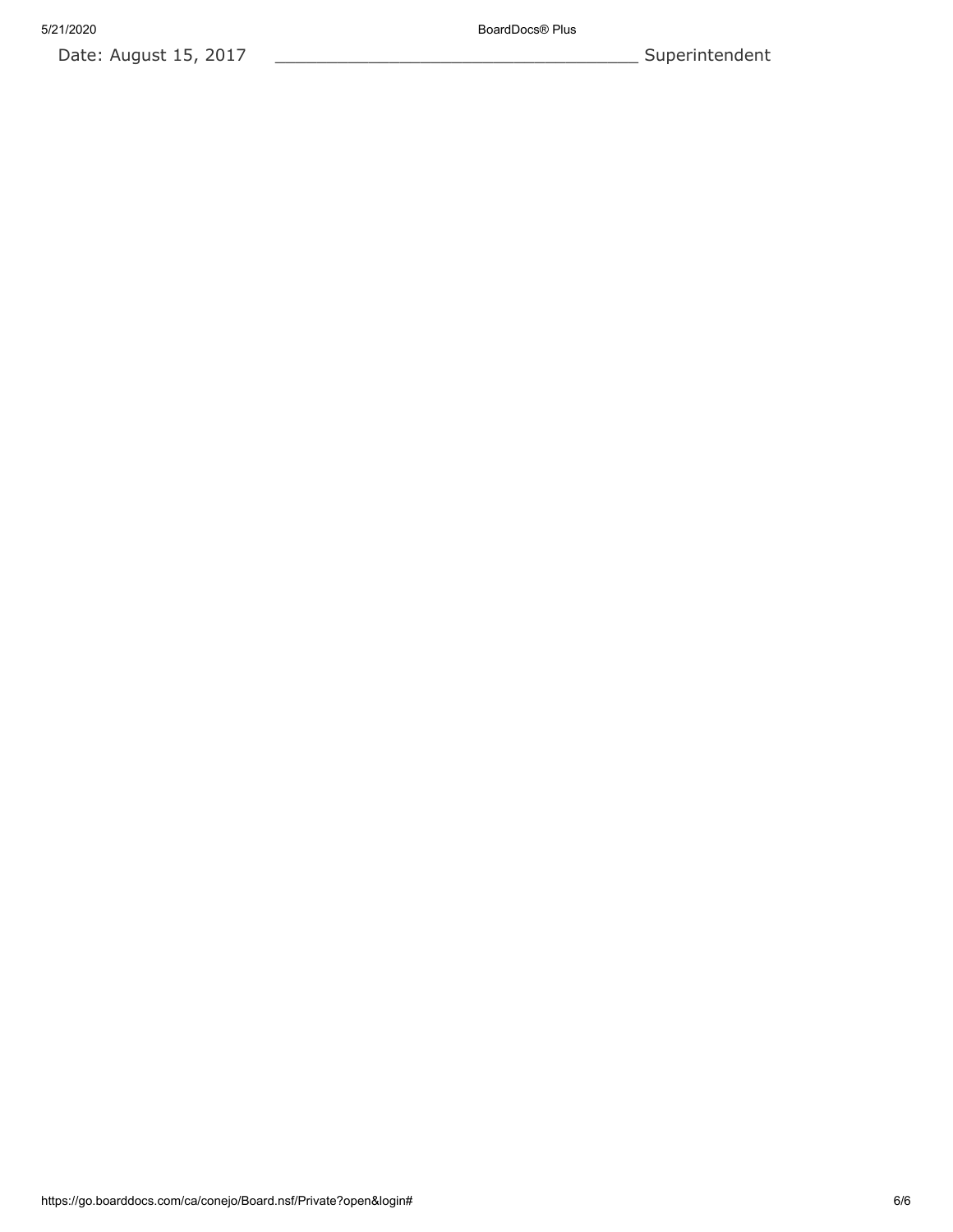Date: August 15, 2017 ___________________________________ Superintendent